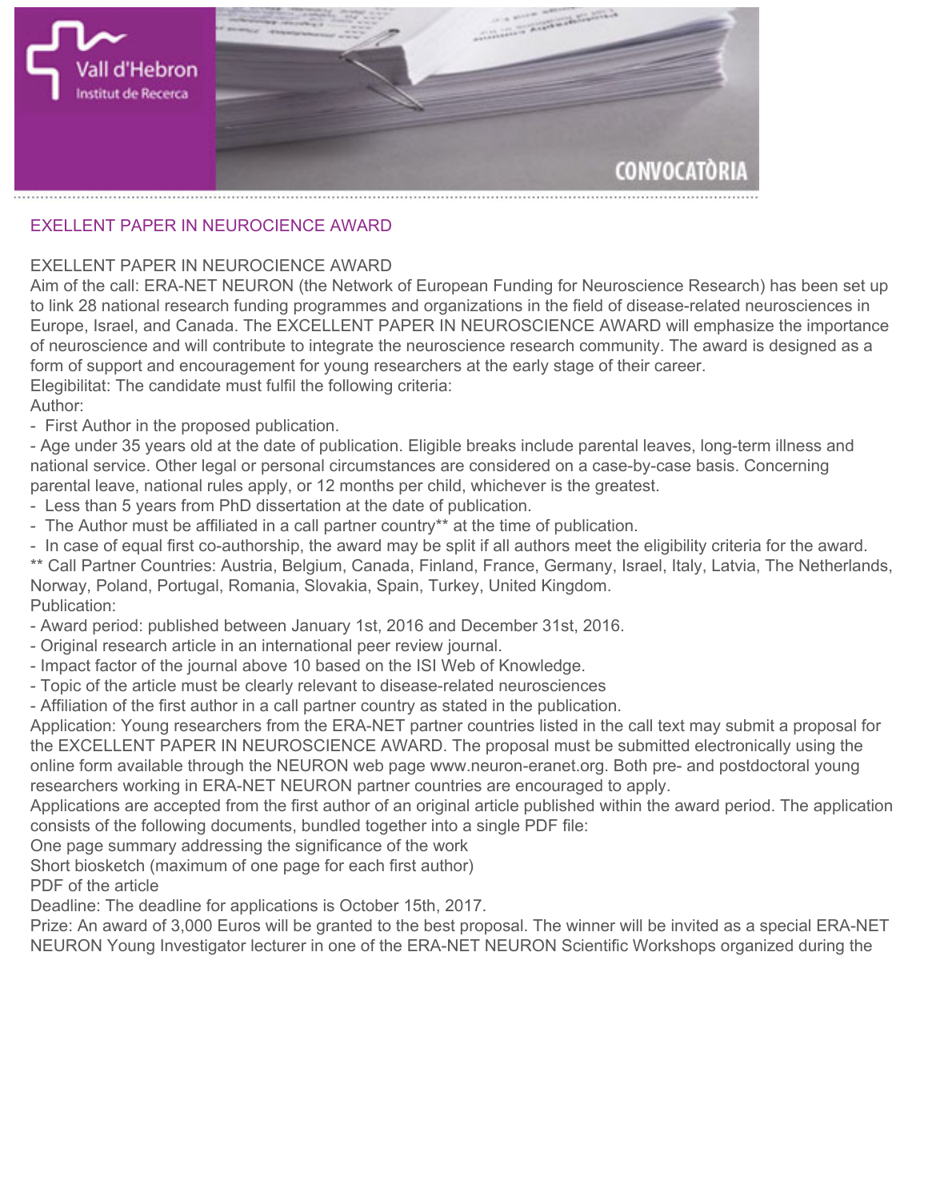# EXELLENT PAPER IN NEUROCIENCE AWARD

EXELLENT PAPER IN NEUROCIENCE AWARD

Aim of the call: ERA-NET NEURON (the Network of European Funding for Neuroscience Research) has been set up to link 28 national research funding programmes and organizations in the field of disease-related neurosciences in Europe, Israel, and Canada. The EXCELLENT PAPER IN NEUROSCIENCE AWARD will emphasize the importance of neuroscience and will contribute to integrate the neuroscience research community. The award is designed as a form of support and encouragement for young researchers at the early stage of their career.

Elegibilitat: The candidate must fulfil the following criteria:

Author:

- First Author in the proposed publication.
- Age under 35 years old at the date of publication. Eligible breaks include parental leaves, long-term illness and national service. Other legal or personal circumstances are considered on a case-by-case basis. Concerning parental leave, national rules apply, or 12 months per child, whichever is the greatest.
- Less than 5 years from PhD dissertation at the date of publication.
- The Author must be affiliated in a call partner country** at the time of publication.
- In case of equal first co-authorship, the award may be split if all authors meet the eligibility criteria for the award.

** Call Partner Countries: Austria, Belgium, Canada, Finland, France, Germany, Israel, Italy, Latvia, The Netherlands, Norway, Poland, Portugal, Romania, Slovakia, Spain, Turkey, United Kingdom.

Publication:

- Award period: published between January 1st, 2016 and December 31st, 2016.
- Original research article in an international peer review journal.
- Impact factor of the journal above 10 based on the ISI Web of Knowledge.
- Topic of the article must be clearly relevant to disease-related neurosciences
- Affiliation of the first author in a call partner country as stated in the publication.

Application: Young researchers from the ERA-NET partner countries listed in the call text may submit a proposal for the EXCELLENT PAPER IN NEUROSCIENCE AWARD. The proposal must be submitted electronically using the online form available through the NEURON web page www.neuron-eranet.org. Both pre- and postdoctoral young researchers working in ERA-NET NEURON partner countries are encouraged to apply.

Applications are accepted from the first author of an original article published within the award period. The application consists of the following documents, bundled together into a single PDF file:

One page summary addressing the significance of the work

Short biosketch (maximum of one page for each first author)

PDF of the article

Deadline: The deadline for applications is October 15th, 2017.

Prize: An award of 3,000 Euros will be granted to the best proposal. The winner will be invited as a special ERA-NET NEURON Young Investigator lecturer in one of the ERA-NET NEURON Scientific Workshops organized during the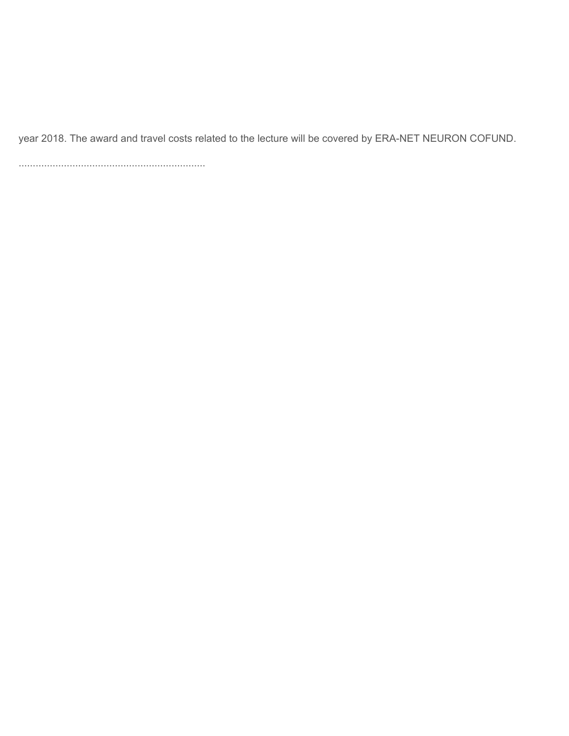year 2018. The award and travel costs related to the lecture will be covered by ERA-NET NEURON COFUND.

..................................................................